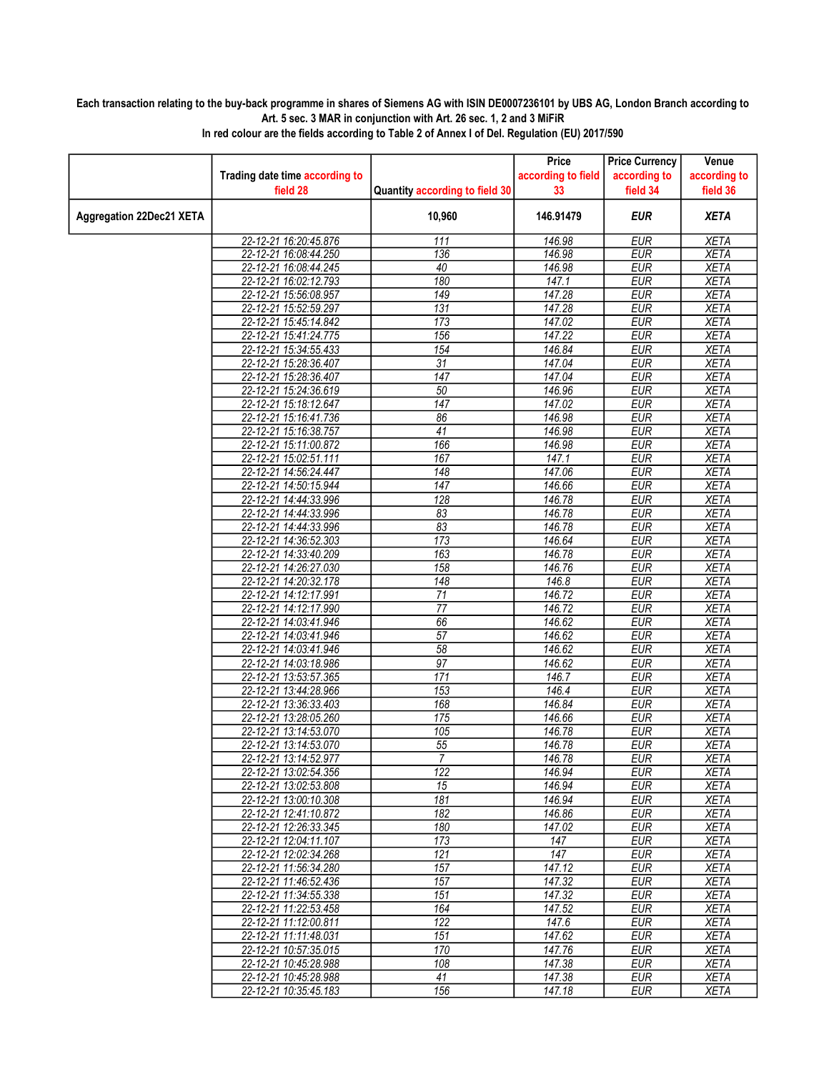**Each transaction relating to the buy-back programme in shares of Siemens AG with ISIN DE0007236101 by UBS AG, London Branch according to Art. 5 sec. 3 MAR in conjunction with Art. 26 sec. 1, 2 and 3 MiFiR**

**In red colour are the fields according to Table 2 of Annex I of Del. Regulation (EU) 2017/590**

| | Trading date time according to field 28 | Quantity according to field 30 | Price according to field 33 | Price Currency according to field 34 | Venue according to field 36 |
|---|---|---|---|---|---|
| **Aggregation 22Dec21 XETA** | | **10,960** | **146.91479** | ***EUR*** | ***XETA*** |
| | 22-12-21 16:20:45.876 | 111 | 146.98 | EUR | XETA |
| | 22-12-21 16:08:44.250 | 136 | 146.98 | EUR | XETA |
| | 22-12-21 16:08:44.245 | 40 | 146.98 | EUR | XETA |
| | 22-12-21 16:02:12.793 | 180 | 147.1 | EUR | XETA |
| | 22-12-21 15:56:08.957 | 149 | 147.28 | EUR | XETA |
| | 22-12-21 15:52:59.297 | 131 | 147.28 | EUR | XETA |
| | 22-12-21 15:45:14.842 | 173 | 147.02 | EUR | XETA |
| | 22-12-21 15:41:24.775 | 156 | 147.22 | EUR | XETA |
| | 22-12-21 15:34:55.433 | 154 | 146.84 | EUR | XETA |
| | 22-12-21 15:28:36.407 | 31 | 147.04 | EUR | XETA |
| | 22-12-21 15:28:36.407 | 147 | 147.04 | EUR | XETA |
| | 22-12-21 15:24:36.619 | 50 | 146.96 | EUR | XETA |
| | 22-12-21 15:18:12.647 | 147 | 147.02 | EUR | XETA |
| | 22-12-21 15:16:41.736 | 86 | 146.98 | EUR | XETA |
| | 22-12-21 15:16:38.757 | 41 | 146.98 | EUR | XETA |
| | 22-12-21 15:11:00.872 | 166 | 146.98 | EUR | XETA |
| | 22-12-21 15:02:51.111 | 167 | 147.1 | EUR | XETA |
| | 22-12-21 14:56:24.447 | 148 | 147.06 | EUR | XETA |
| | 22-12-21 14:50:15.944 | 147 | 146.66 | EUR | XETA |
| | 22-12-21 14:44:33.996 | 128 | 146.78 | EUR | XETA |
| | 22-12-21 14:44:33.996 | 83 | 146.78 | EUR | XETA |
| | 22-12-21 14:44:33.996 | 83 | 146.78 | EUR | XETA |
| | 22-12-21 14:36:52.303 | 173 | 146.64 | EUR | XETA |
| | 22-12-21 14:33:40.209 | 163 | 146.78 | EUR | XETA |
| | 22-12-21 14:26:27.030 | 158 | 146.76 | EUR | XETA |
| | 22-12-21 14:20:32.178 | 148 | 146.8 | EUR | XETA |
| | 22-12-21 14:12:17.991 | 71 | 146.72 | EUR | XETA |
| | 22-12-21 14:12:17.990 | 77 | 146.72 | EUR | XETA |
| | 22-12-21 14:03:41.946 | 66 | 146.62 | EUR | XETA |
| | 22-12-21 14:03:41.946 | 57 | 146.62 | EUR | XETA |
| | 22-12-21 14:03:41.946 | 58 | 146.62 | EUR | XETA |
| | 22-12-21 14:03:18.986 | 97 | 146.62 | EUR | XETA |
| | 22-12-21 13:53:57.365 | 171 | 146.7 | EUR | XETA |
| | 22-12-21 13:44:28.966 | 153 | 146.4 | EUR | XETA |
| | 22-12-21 13:36:33.403 | 168 | 146.84 | EUR | XETA |
| | 22-12-21 13:28:05.260 | 175 | 146.66 | EUR | XETA |
| | 22-12-21 13:14:53.070 | 105 | 146.78 | EUR | XETA |
| | 22-12-21 13:14:53.070 | 55 | 146.78 | EUR | XETA |
| | 22-12-21 13:14:52.977 | 7 | 146.78 | EUR | XETA |
| | 22-12-21 13:02:54.356 | 122 | 146.94 | EUR | XETA |
| | 22-12-21 13:02:53.808 | 15 | 146.94 | EUR | XETA |
| | 22-12-21 13:00:10.308 | 181 | 146.94 | EUR | XETA |
| | 22-12-21 12:41:10.872 | 182 | 146.86 | EUR | XETA |
| | 22-12-21 12:26:33.345 | 180 | 147.02 | EUR | XETA |
| | 22-12-21 12:04:11.107 | 173 | 147 | EUR | XETA |
| | 22-12-21 12:02:34.268 | 121 | 147 | EUR | XETA |
| | 22-12-21 11:56:34.280 | 157 | 147.12 | EUR | XETA |
| | 22-12-21 11:46:52.436 | 157 | 147.32 | EUR | XETA |
| | 22-12-21 11:34:55.338 | 151 | 147.32 | EUR | XETA |
| | 22-12-21 11:22:53.458 | 164 | 147.52 | EUR | XETA |
| | 22-12-21 11:12:00.811 | 122 | 147.6 | EUR | XETA |
| | 22-12-21 11:11:48.031 | 151 | 147.62 | EUR | XETA |
| | 22-12-21 10:57:35.015 | 170 | 147.76 | EUR | XETA |
| | 22-12-21 10:45:28.988 | 108 | 147.38 | EUR | XETA |
| | 22-12-21 10:45:28.988 | 41 | 147.38 | EUR | XETA |
| | 22-12-21 10:35:45.183 | 156 | 147.18 | EUR | XETA |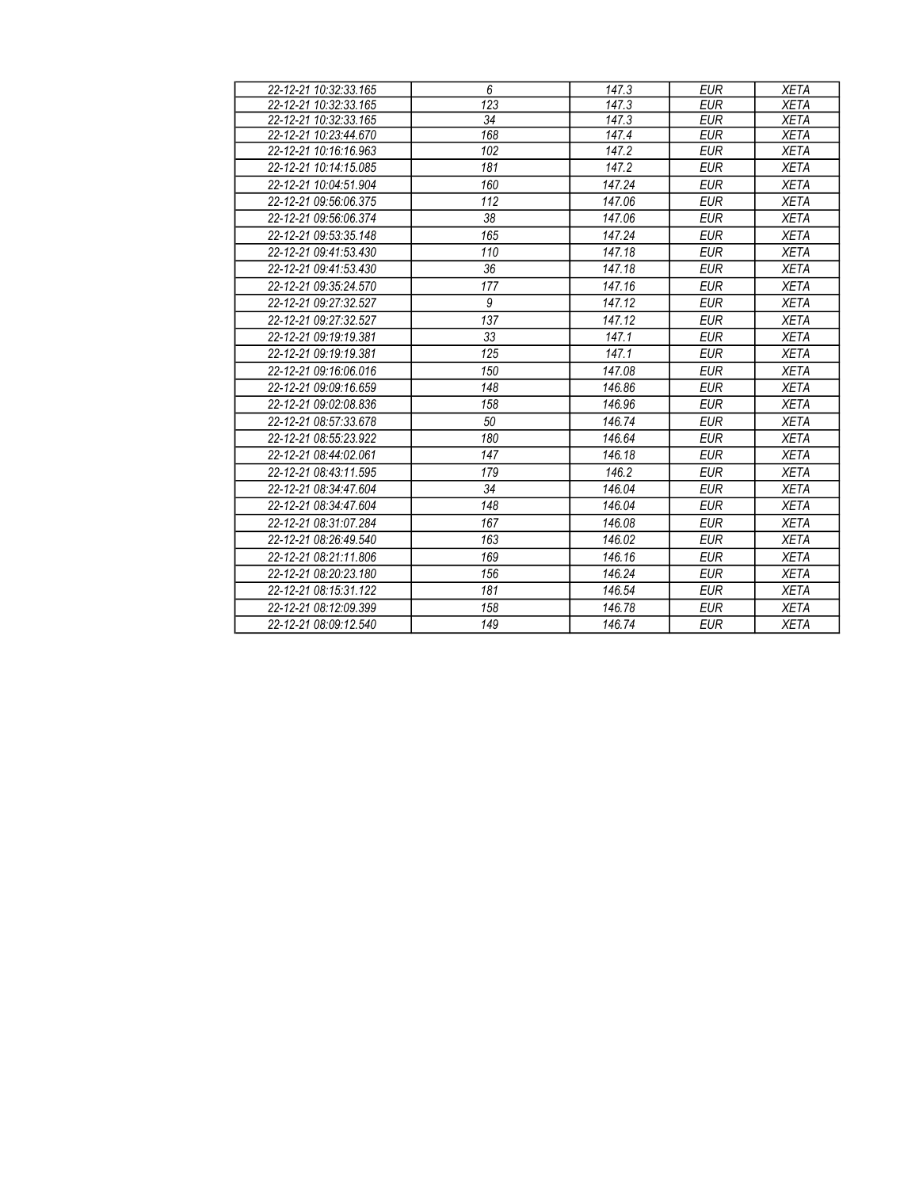| 22-12-21 10:32:33.165 | 6 | 147.3 | EUR | XETA |
|---|---|---|---|---|
| 22-12-21 10:32:33.165 | 123 | 147.3 | EUR | XETA |
| 22-12-21 10:32:33.165 | 34 | 147.3 | EUR | XETA |
| 22-12-21 10:23:44.670 | 168 | 147.4 | EUR | XETA |
| 22-12-21 10:16:16.963 | 102 | 147.2 | EUR | XETA |
| 22-12-21 10:14:15.085 | 181 | 147.2 | EUR | XETA |
| 22-12-21 10:04:51.904 | 160 | 147.24 | EUR | XETA |
| 22-12-21 09:56:06.375 | 112 | 147.06 | EUR | XETA |
| 22-12-21 09:56:06.374 | 38 | 147.06 | EUR | XETA |
| 22-12-21 09:53:35.148 | 165 | 147.24 | EUR | XETA |
| 22-12-21 09:41:53.430 | 110 | 147.18 | EUR | XETA |
| 22-12-21 09:41:53.430 | 36 | 147.18 | EUR | XETA |
| 22-12-21 09:35:24.570 | 177 | 147.16 | EUR | XETA |
| 22-12-21 09:27:32.527 | 9 | 147.12 | EUR | XETA |
| 22-12-21 09:27:32.527 | 137 | 147.12 | EUR | XETA |
| 22-12-21 09:19:19.381 | 33 | 147.1 | EUR | XETA |
| 22-12-21 09:19:19.381 | 125 | 147.1 | EUR | XETA |
| 22-12-21 09:16:06.016 | 150 | 147.08 | EUR | XETA |
| 22-12-21 09:09:16.659 | 148 | 146.86 | EUR | XETA |
| 22-12-21 09:02:08.836 | 158 | 146.96 | EUR | XETA |
| 22-12-21 08:57:33.678 | 50 | 146.74 | EUR | XETA |
| 22-12-21 08:55:23.922 | 180 | 146.64 | EUR | XETA |
| 22-12-21 08:44:02.061 | 147 | 146.18 | EUR | XETA |
| 22-12-21 08:43:11.595 | 179 | 146.2 | EUR | XETA |
| 22-12-21 08:34:47.604 | 34 | 146.04 | EUR | XETA |
| 22-12-21 08:34:47.604 | 148 | 146.04 | EUR | XETA |
| 22-12-21 08:31:07.284 | 167 | 146.08 | EUR | XETA |
| 22-12-21 08:26:49.540 | 163 | 146.02 | EUR | XETA |
| 22-12-21 08:21:11.806 | 169 | 146.16 | EUR | XETA |
| 22-12-21 08:20:23.180 | 156 | 146.24 | EUR | XETA |
| 22-12-21 08:15:31.122 | 181 | 146.54 | EUR | XETA |
| 22-12-21 08:12:09.399 | 158 | 146.78 | EUR | XETA |
| 22-12-21 08:09:12.540 | 149 | 146.74 | EUR | XETA |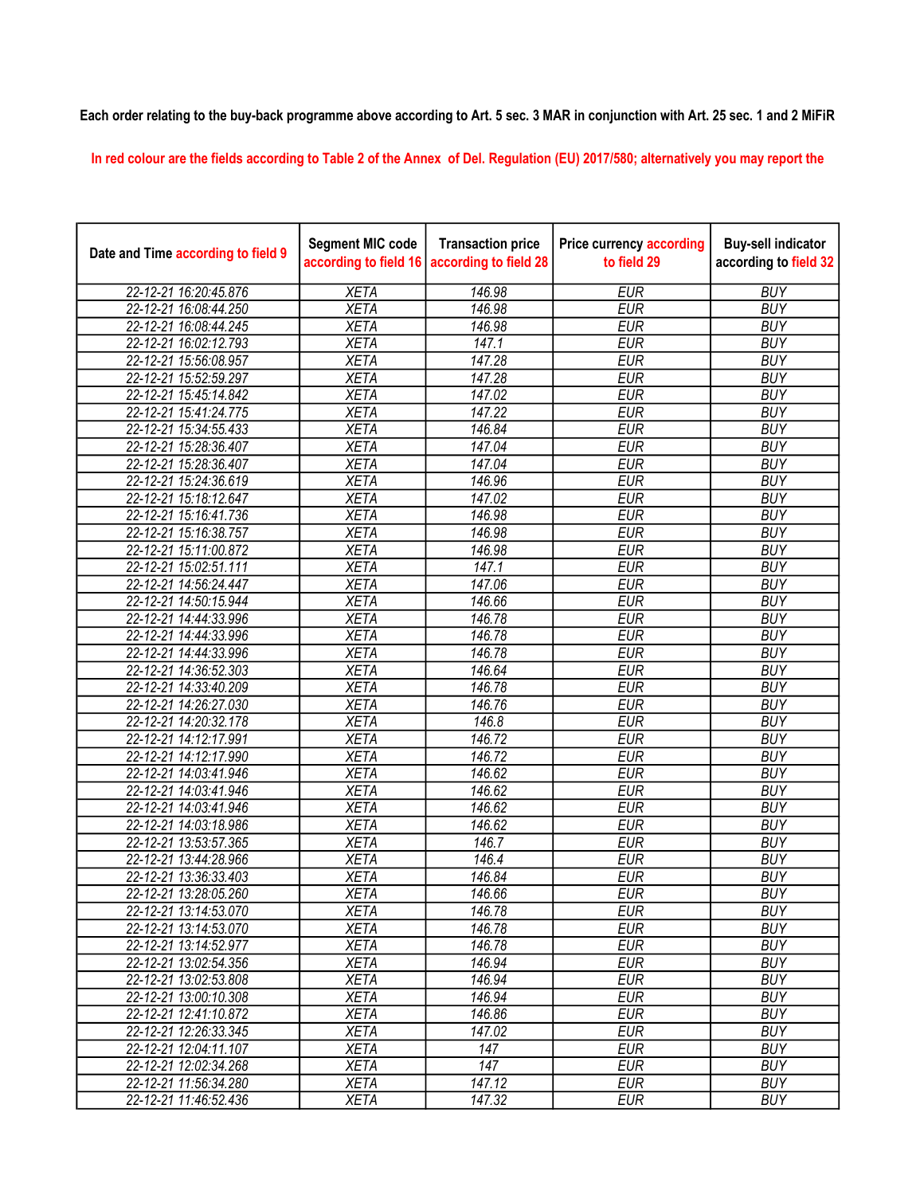Each order relating to the buy-back programme above according to Art. 5 sec. 3 MAR in conjunction with Art. 25 sec. 1 and 2 MiFiR

In red colour are the fields according to Table 2 of the Annex of Del. Regulation (EU) 2017/580; alternatively you may report the

| Date and Time according to field 9 | Segment MIC code according to field 16 | Transaction price according to field 28 | Price currency according to field 29 | Buy-sell indicator according to field 32 |
|---|---|---|---|---|
| 22-12-21 16:20:45.876 | XETA | 146.98 | EUR | BUY |
| 22-12-21 16:08:44.250 | XETA | 146.98 | EUR | BUY |
| 22-12-21 16:08:44.245 | XETA | 146.98 | EUR | BUY |
| 22-12-21 16:02:12.793 | XETA | 147.1 | EUR | BUY |
| 22-12-21 15:56:08.957 | XETA | 147.28 | EUR | BUY |
| 22-12-21 15:52:59.297 | XETA | 147.28 | EUR | BUY |
| 22-12-21 15:45:14.842 | XETA | 147.02 | EUR | BUY |
| 22-12-21 15:41:24.775 | XETA | 147.22 | EUR | BUY |
| 22-12-21 15:34:55.433 | XETA | 146.84 | EUR | BUY |
| 22-12-21 15:28:36.407 | XETA | 147.04 | EUR | BUY |
| 22-12-21 15:28:36.407 | XETA | 147.04 | EUR | BUY |
| 22-12-21 15:24:36.619 | XETA | 146.96 | EUR | BUY |
| 22-12-21 15:18:12.647 | XETA | 147.02 | EUR | BUY |
| 22-12-21 15:16:41.736 | XETA | 146.98 | EUR | BUY |
| 22-12-21 15:16:38.757 | XETA | 146.98 | EUR | BUY |
| 22-12-21 15:11:00.872 | XETA | 146.98 | EUR | BUY |
| 22-12-21 15:02:51.111 | XETA | 147.1 | EUR | BUY |
| 22-12-21 14:56:24.447 | XETA | 147.06 | EUR | BUY |
| 22-12-21 14:50:15.944 | XETA | 146.66 | EUR | BUY |
| 22-12-21 14:44:33.996 | XETA | 146.78 | EUR | BUY |
| 22-12-21 14:44:33.996 | XETA | 146.78 | EUR | BUY |
| 22-12-21 14:44:33.996 | XETA | 146.78 | EUR | BUY |
| 22-12-21 14:36:52.303 | XETA | 146.64 | EUR | BUY |
| 22-12-21 14:33:40.209 | XETA | 146.78 | EUR | BUY |
| 22-12-21 14:26:27.030 | XETA | 146.76 | EUR | BUY |
| 22-12-21 14:20:32.178 | XETA | 146.8 | EUR | BUY |
| 22-12-21 14:12:17.991 | XETA | 146.72 | EUR | BUY |
| 22-12-21 14:12:17.990 | XETA | 146.72 | EUR | BUY |
| 22-12-21 14:03:41.946 | XETA | 146.62 | EUR | BUY |
| 22-12-21 14:03:41.946 | XETA | 146.62 | EUR | BUY |
| 22-12-21 14:03:41.946 | XETA | 146.62 | EUR | BUY |
| 22-12-21 14:03:18.986 | XETA | 146.62 | EUR | BUY |
| 22-12-21 13:53:57.365 | XETA | 146.7 | EUR | BUY |
| 22-12-21 13:44:28.966 | XETA | 146.4 | EUR | BUY |
| 22-12-21 13:36:33.403 | XETA | 146.84 | EUR | BUY |
| 22-12-21 13:28:05.260 | XETA | 146.66 | EUR | BUY |
| 22-12-21 13:14:53.070 | XETA | 146.78 | EUR | BUY |
| 22-12-21 13:14:53.070 | XETA | 146.78 | EUR | BUY |
| 22-12-21 13:14:52.977 | XETA | 146.78 | EUR | BUY |
| 22-12-21 13:02:54.356 | XETA | 146.94 | EUR | BUY |
| 22-12-21 13:02:53.808 | XETA | 146.94 | EUR | BUY |
| 22-12-21 13:00:10.308 | XETA | 146.94 | EUR | BUY |
| 22-12-21 12:41:10.872 | XETA | 146.86 | EUR | BUY |
| 22-12-21 12:26:33.345 | XETA | 147.02 | EUR | BUY |
| 22-12-21 12:04:11.107 | XETA | 147 | EUR | BUY |
| 22-12-21 12:02:34.268 | XETA | 147 | EUR | BUY |
| 22-12-21 11:56:34.280 | XETA | 147.12 | EUR | BUY |
| 22-12-21 11:46:52.436 | XETA | 147.32 | EUR | BUY |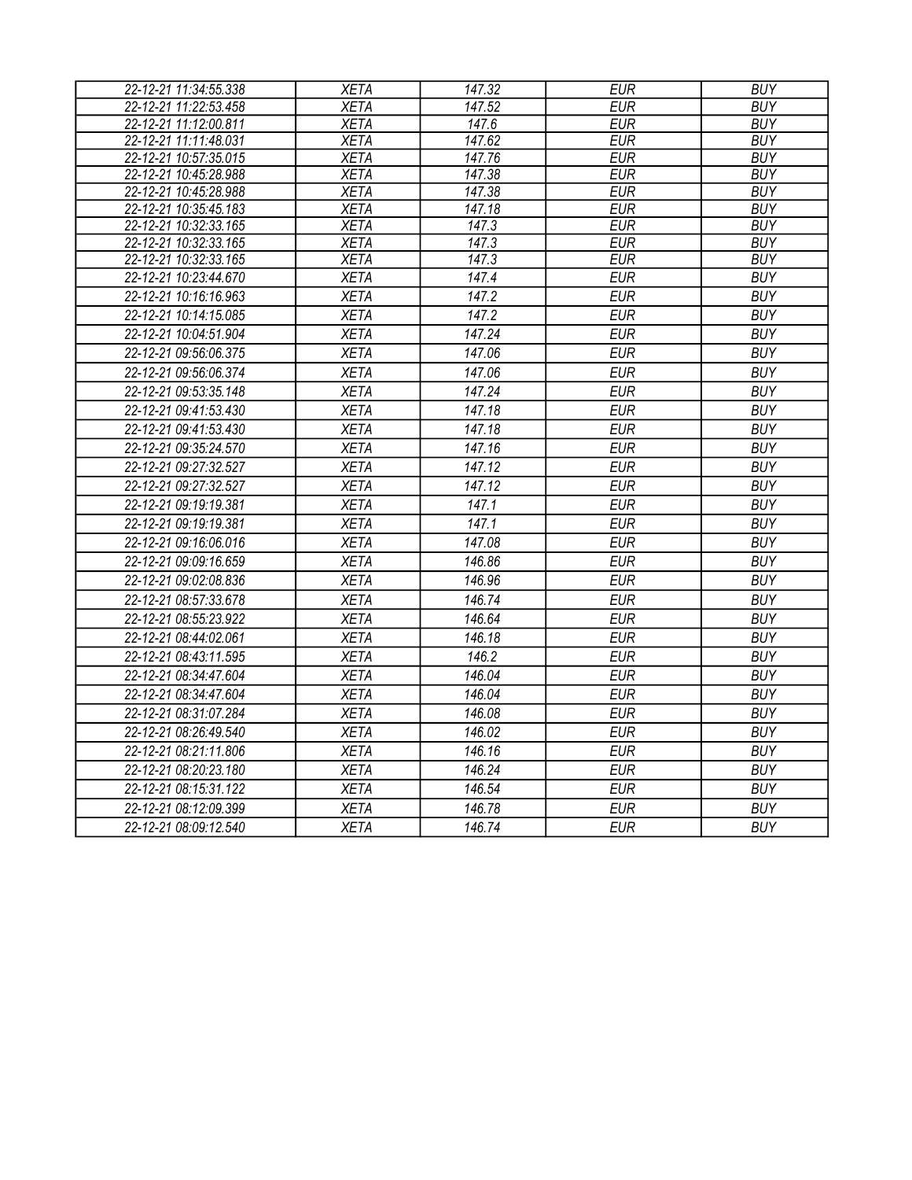| | | | | |
|---|---|---|---|---|
| 22-12-21 11:34:55.338 | XETA | 147.32 | EUR | BUY |
| 22-12-21 11:22:53.458 | XETA | 147.52 | EUR | BUY |
| 22-12-21 11:12:00.811 | XETA | 147.6 | EUR | BUY |
| 22-12-21 11:11:48.031 | XETA | 147.62 | EUR | BUY |
| 22-12-21 10:57:35.015 | XETA | 147.76 | EUR | BUY |
| 22-12-21 10:45:28.988 | XETA | 147.38 | EUR | BUY |
| 22-12-21 10:45:28.988 | XETA | 147.38 | EUR | BUY |
| 22-12-21 10:35:45.183 | XETA | 147.18 | EUR | BUY |
| 22-12-21 10:32:33.165 | XETA | 147.3 | EUR | BUY |
| 22-12-21 10:32:33.165 | XETA | 147.3 | EUR | BUY |
| 22-12-21 10:32:33.165 | XETA | 147.3 | EUR | BUY |
| 22-12-21 10:23:44.670 | XETA | 147.4 | EUR | BUY |
| 22-12-21 10:16:16.963 | XETA | 147.2 | EUR | BUY |
| 22-12-21 10:14:15.085 | XETA | 147.2 | EUR | BUY |
| 22-12-21 10:04:51.904 | XETA | 147.24 | EUR | BUY |
| 22-12-21 09:56:06.375 | XETA | 147.06 | EUR | BUY |
| 22-12-21 09:56:06.374 | XETA | 147.06 | EUR | BUY |
| 22-12-21 09:53:35.148 | XETA | 147.24 | EUR | BUY |
| 22-12-21 09:41:53.430 | XETA | 147.18 | EUR | BUY |
| 22-12-21 09:41:53.430 | XETA | 147.18 | EUR | BUY |
| 22-12-21 09:35:24.570 | XETA | 147.16 | EUR | BUY |
| 22-12-21 09:27:32.527 | XETA | 147.12 | EUR | BUY |
| 22-12-21 09:27:32.527 | XETA | 147.12 | EUR | BUY |
| 22-12-21 09:19:19.381 | XETA | 147.1 | EUR | BUY |
| 22-12-21 09:19:19.381 | XETA | 147.1 | EUR | BUY |
| 22-12-21 09:16:06.016 | XETA | 147.08 | EUR | BUY |
| 22-12-21 09:09:16.659 | XETA | 146.86 | EUR | BUY |
| 22-12-21 09:02:08.836 | XETA | 146.96 | EUR | BUY |
| 22-12-21 08:57:33.678 | XETA | 146.74 | EUR | BUY |
| 22-12-21 08:55:23.922 | XETA | 146.64 | EUR | BUY |
| 22-12-21 08:44:02.061 | XETA | 146.18 | EUR | BUY |
| 22-12-21 08:43:11.595 | XETA | 146.2 | EUR | BUY |
| 22-12-21 08:34:47.604 | XETA | 146.04 | EUR | BUY |
| 22-12-21 08:34:47.604 | XETA | 146.04 | EUR | BUY |
| 22-12-21 08:31:07.284 | XETA | 146.08 | EUR | BUY |
| 22-12-21 08:26:49.540 | XETA | 146.02 | EUR | BUY |
| 22-12-21 08:21:11.806 | XETA | 146.16 | EUR | BUY |
| 22-12-21 08:20:23.180 | XETA | 146.24 | EUR | BUY |
| 22-12-21 08:15:31.122 | XETA | 146.54 | EUR | BUY |
| 22-12-21 08:12:09.399 | XETA | 146.78 | EUR | BUY |
| 22-12-21 08:09:12.540 | XETA | 146.74 | EUR | BUY |